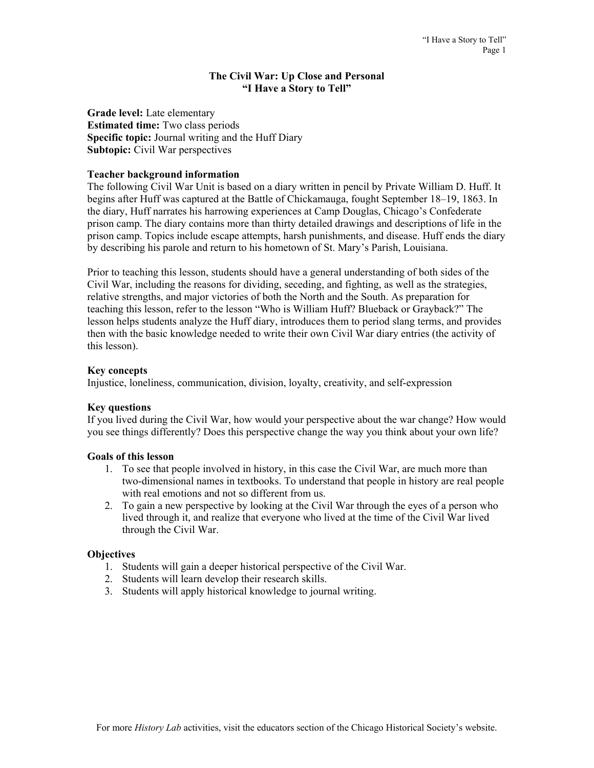# The Civil War: Up Close and Personal
## "I Have a Story to Tell"

**Grade level:** Late elementary
**Estimated time:** Two class periods
**Specific topic:** Journal writing and the Huff Diary
**Subtopic:** Civil War perspectives

### Teacher background information

The following Civil War Unit is based on a diary written in pencil by Private William D. Huff. It begins after Huff was captured at the Battle of Chickamauga, fought September 18–19, 1863. In the diary, Huff narrates his harrowing experiences at Camp Douglas, Chicago's Confederate prison camp. The diary contains more than thirty detailed drawings and descriptions of life in the prison camp. Topics include escape attempts, harsh punishments, and disease. Huff ends the diary by describing his parole and return to his hometown of St. Mary's Parish, Louisiana.

Prior to teaching this lesson, students should have a general understanding of both sides of the Civil War, including the reasons for dividing, seceding, and fighting, as well as the strategies, relative strengths, and major victories of both the North and the South. As preparation for teaching this lesson, refer to the lesson "Who is William Huff? Blueback or Grayback?" The lesson helps students analyze the Huff diary, introduces them to period slang terms, and provides then with the basic knowledge needed to write their own Civil War diary entries (the activity of this lesson).

### Key concepts

Injustice, loneliness, communication, division, loyalty, creativity, and self-expression

### Key questions

If you lived during the Civil War, how would your perspective about the war change? How would you see things differently? Does this perspective change the way you think about your own life?

### Goals of this lesson

1. To see that people involved in history, in this case the Civil War, are much more than two-dimensional names in textbooks. To understand that people in history are real people with real emotions and not so different from us.
2. To gain a new perspective by looking at the Civil War through the eyes of a person who lived through it, and realize that everyone who lived at the time of the Civil War lived through the Civil War.

### Objectives

1. Students will gain a deeper historical perspective of the Civil War.
2. Students will learn develop their research skills.
3. Students will apply historical knowledge to journal writing.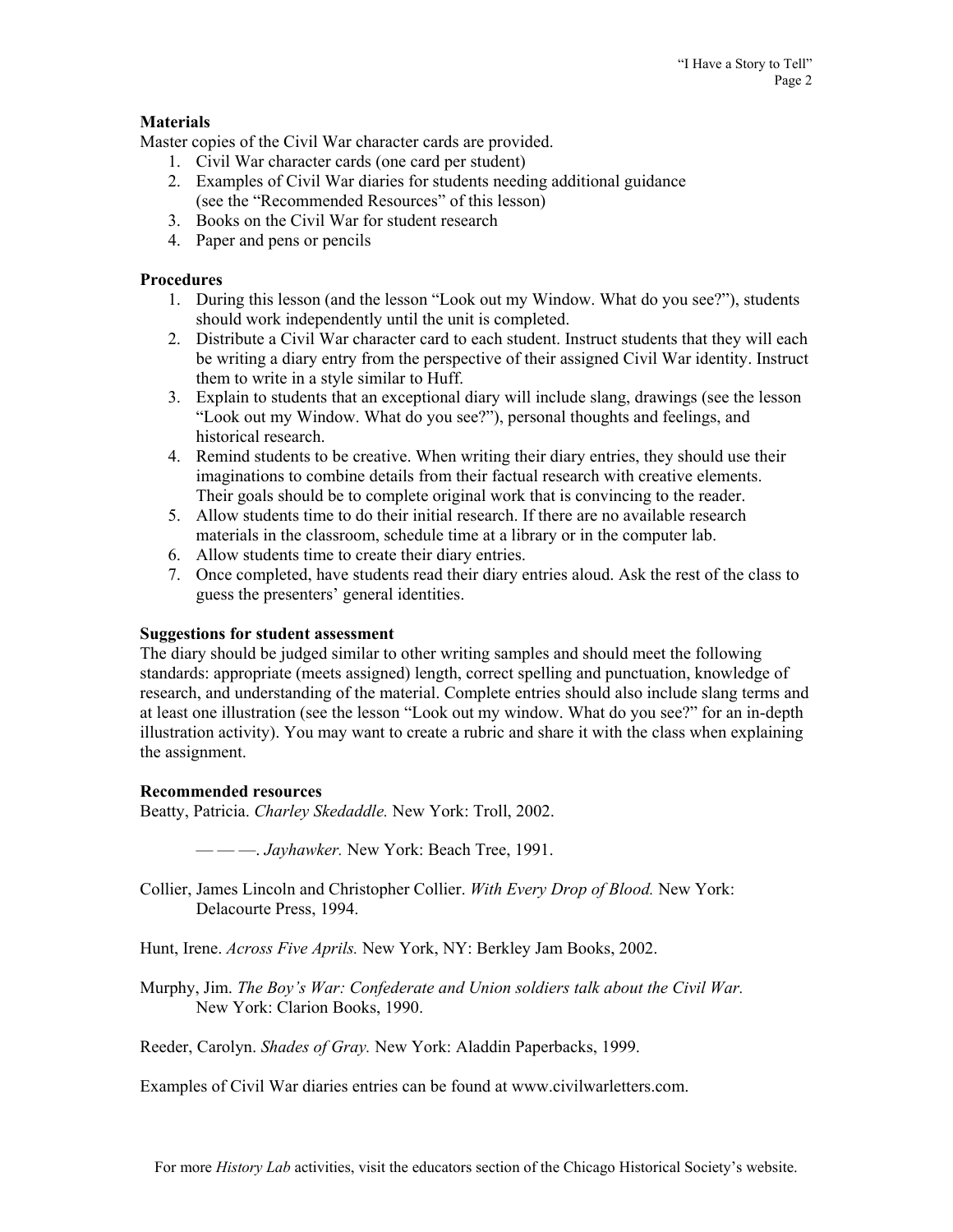**Materials**

Master copies of the Civil War character cards are provided.

1. Civil War character cards (one card per student)
2. Examples of Civil War diaries for students needing additional guidance (see the "Recommended Resources" of this lesson)
3. Books on the Civil War for student research
4. Paper and pens or pencils

**Procedures**

1. During this lesson (and the lesson "Look out my Window. What do you see?"), students should work independently until the unit is completed.
2. Distribute a Civil War character card to each student. Instruct students that they will each be writing a diary entry from the perspective of their assigned Civil War identity. Instruct them to write in a style similar to Huff.
3. Explain to students that an exceptional diary will include slang, drawings (see the lesson "Look out my Window. What do you see?"), personal thoughts and feelings, and historical research.
4. Remind students to be creative. When writing their diary entries, they should use their imaginations to combine details from their factual research with creative elements. Their goals should be to complete original work that is convincing to the reader.
5. Allow students time to do their initial research. If there are no available research materials in the classroom, schedule time at a library or in the computer lab.
6. Allow students time to create their diary entries.
7. Once completed, have students read their diary entries aloud. Ask the rest of the class to guess the presenters' general identities.

**Suggestions for student assessment**

The diary should be judged similar to other writing samples and should meet the following standards: appropriate (meets assigned) length, correct spelling and punctuation, knowledge of research, and understanding of the material. Complete entries should also include slang terms and at least one illustration (see the lesson "Look out my window. What do you see?" for an in-depth illustration activity). You may want to create a rubric and share it with the class when explaining the assignment.

**Recommended resources**

Beatty, Patricia. *Charley Skedaddle.* New York: Troll, 2002.

— — —. *Jayhawker.* New York: Beach Tree, 1991.

Collier, James Lincoln and Christopher Collier. *With Every Drop of Blood.* New York: Delacourte Press, 1994.

Hunt, Irene. *Across Five Aprils.* New York, NY: Berkley Jam Books, 2002.

Murphy, Jim. *The Boy's War: Confederate and Union soldiers talk about the Civil War.* New York: Clarion Books, 1990.

Reeder, Carolyn. *Shades of Gray.* New York: Aladdin Paperbacks, 1999.

Examples of Civil War diaries entries can be found at www.civilwarletters.com.

For more *History Lab* activities, visit the educators section of the Chicago Historical Society's website.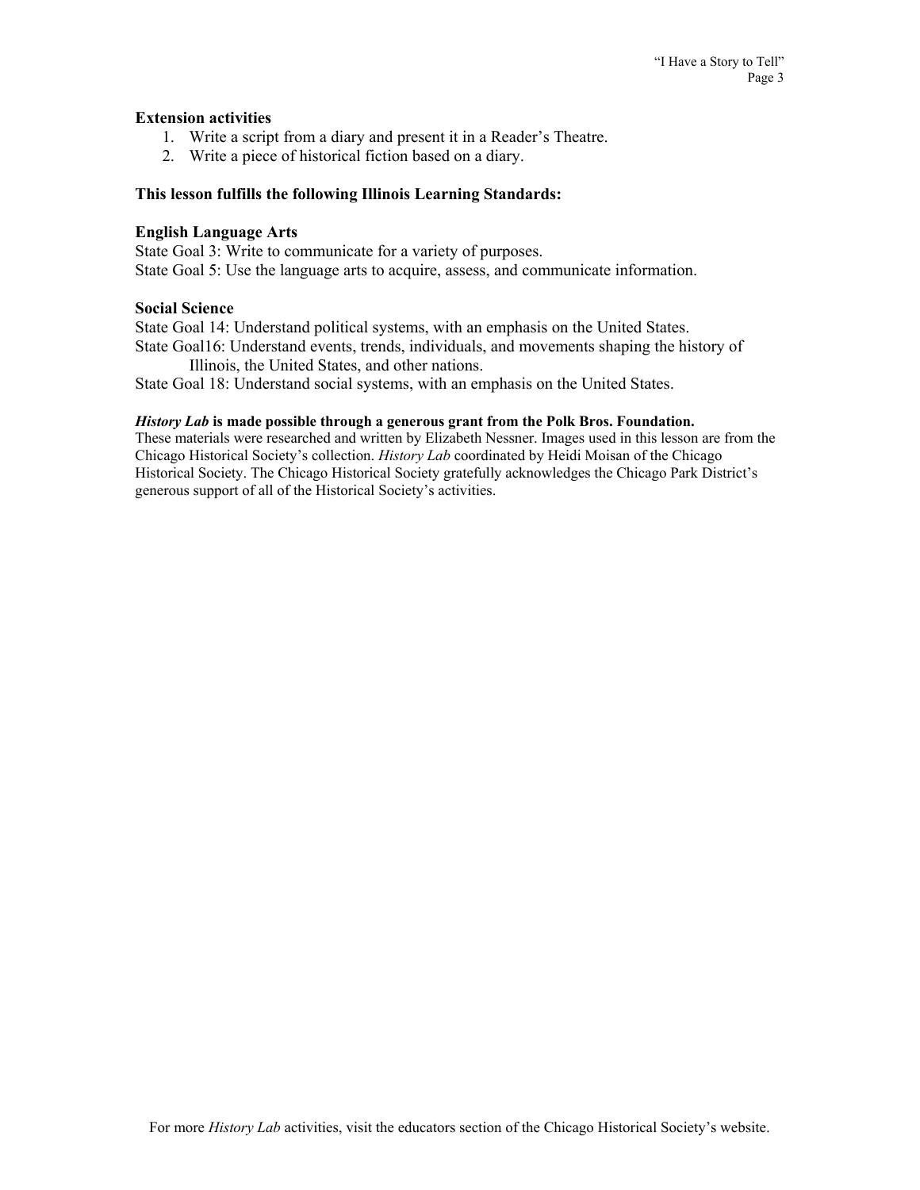**Extension activities**

1. Write a script from a diary and present it in a Reader's Theatre.
2. Write a piece of historical fiction based on a diary.

**This lesson fulfills the following Illinois Learning Standards:**

**English Language Arts**

State Goal 3: Write to communicate for a variety of purposes.
State Goal 5: Use the language arts to acquire, assess, and communicate information.

**Social Science**

State Goal 14: Understand political systems, with an emphasis on the United States.
State Goal16: Understand events, trends, individuals, and movements shaping the history of Illinois, the United States, and other nations.
State Goal 18: Understand social systems, with an emphasis on the United States.

***History Lab*** **is made possible through a generous grant from the Polk Bros. Foundation.**
These materials were researched and written by Elizabeth Nessner. Images used in this lesson are from the Chicago Historical Society's collection. *History Lab* coordinated by Heidi Moisan of the Chicago Historical Society. The Chicago Historical Society gratefully acknowledges the Chicago Park District's generous support of all of the Historical Society's activities.

For more *History Lab* activities, visit the educators section of the Chicago Historical Society's website.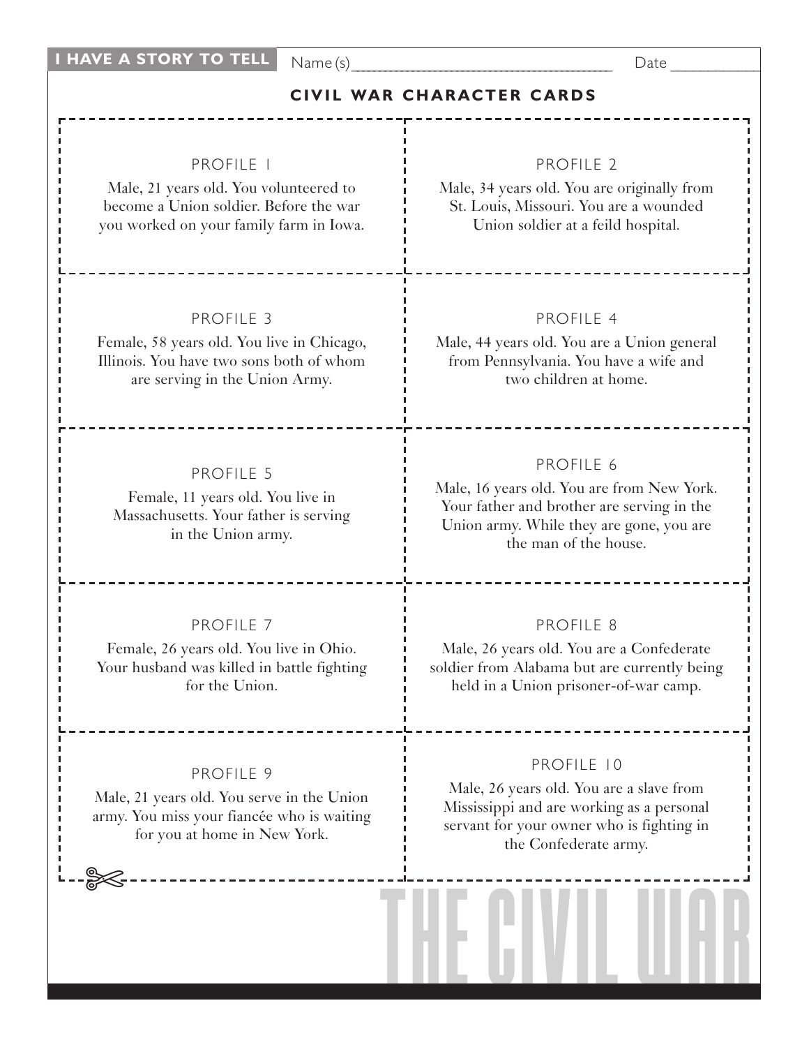**I HAVE A STORY TO TELL** Name(s)______________________ Date ________

## CIVIL WAR CHARACTER CARDS

PROFILE 1

Male, 21 years old. You volunteered to become a Union soldier. Before the war you worked on your family farm in Iowa.

PROFILE 2

Male, 34 years old. You are originally from St. Louis, Missouri. You are a wounded Union soldier at a feild hospital.

PROFILE 3

Female, 58 years old. You live in Chicago, Illinois. You have two sons both of whom are serving in the Union Army.

PROFILE 4

Male, 44 years old. You are a Union general from Pennsylvania. You have a wife and two children at home.

PROFILE 5

Female, 11 years old. You live in Massachusetts. Your father is serving in the Union army.

PROFILE 6

Male, 16 years old. You are from New York. Your father and brother are serving in the Union army. While they are gone, you are the man of the house.

PROFILE 7

Female, 26 years old. You live in Ohio. Your husband was killed in battle fighting for the Union.

PROFILE 8

Male, 26 years old. You are a Confederate soldier from Alabama but are currently being held in a Union prisoner-of-war camp.

PROFILE 9

Male, 21 years old. You serve in the Union army. You miss your fiancée who is waiting for you at home in New York.

PROFILE 10

Male, 26 years old. You are a slave from Mississippi and are working as a personal servant for your owner who is fighting in the Confederate army.

THE CIVIL WAR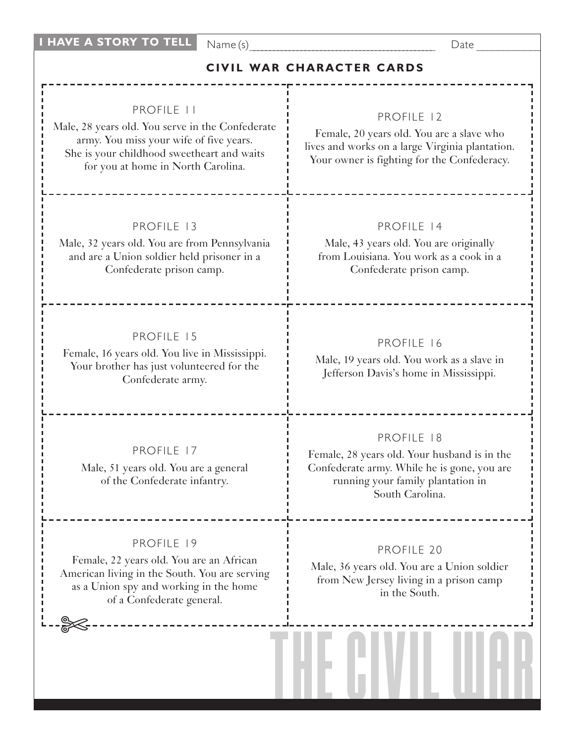**I HAVE A STORY TO TELL** Name(s)________________________ Date ________

## CIVIL WAR CHARACTER CARDS

### PROFILE 11

Male, 28 years old. You serve in the Confederate army. You miss your wife of five years. She is your childhood sweetheart and waits for you at home in North Carolina.

### PROFILE 12

Female, 20 years old. You are a slave who lives and works on a large Virginia plantation. Your owner is fighting for the Confederacy.

### PROFILE 13

Male, 32 years old. You are from Pennsylvania and are a Union soldier held prisoner in a Confederate prison camp.

### PROFILE 14

Male, 43 years old. You are originally from Louisiana. You work as a cook in a Confederate prison camp.

### PROFILE 15

Female, 16 years old. You live in Mississippi. Your brother has just volunteered for the Confederate army.

### PROFILE 16

Male, 19 years old. You work as a slave in Jefferson Davis's home in Mississippi.

### PROFILE 17

Male, 51 years old. You are a general of the Confederate infantry.

### PROFILE 18

Female, 28 years old. Your husband is in the Confederate army. While he is gone, you are running your family plantation in South Carolina.

### PROFILE 19

Female, 22 years old. You are an African American living in the South. You are serving as a Union spy and working in the home of a Confederate general.

### PROFILE 20

Male, 36 years old. You are a Union soldier from New Jersey living in a prison camp in the South.

THE CIVIL WAR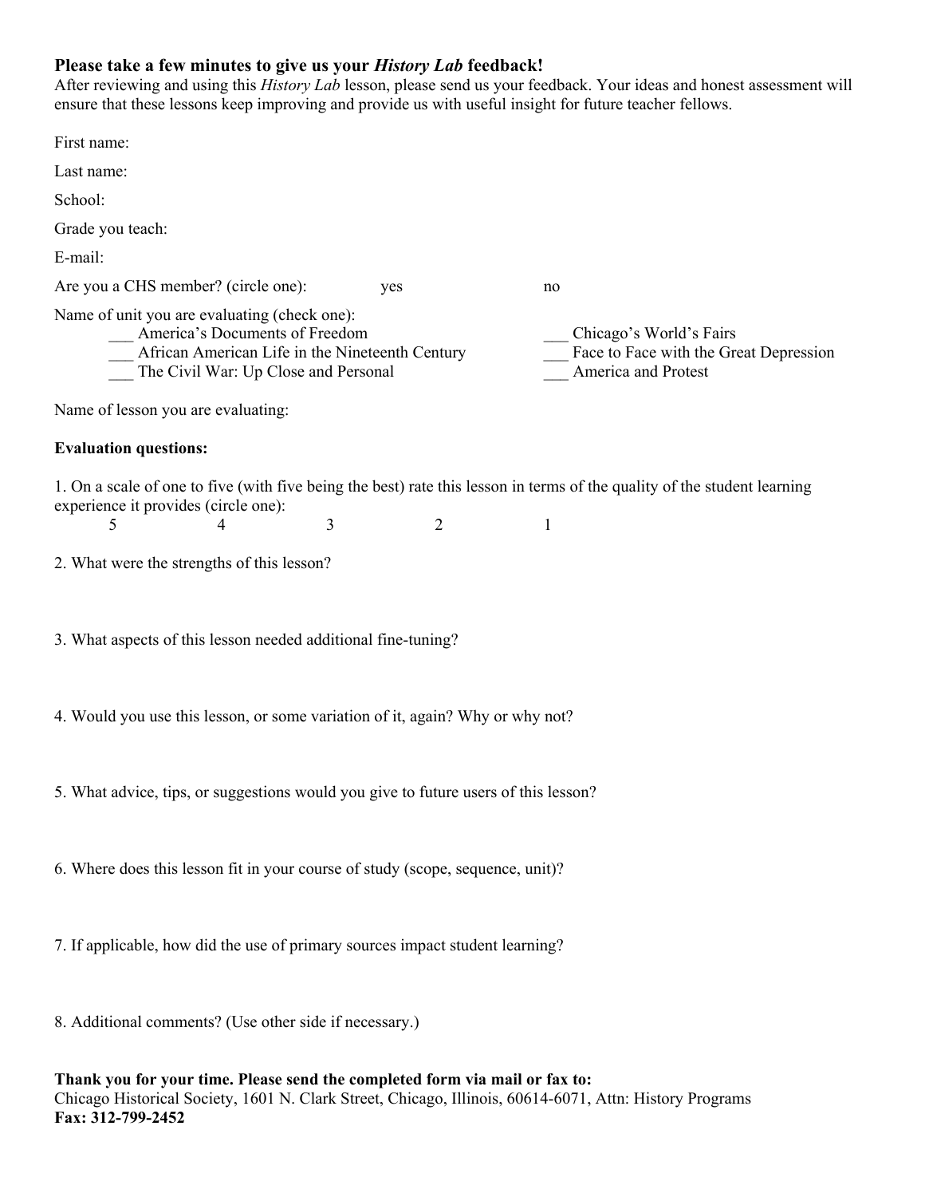**Please take a few minutes to give us your *History Lab* feedback!**

After reviewing and using this *History Lab* lesson, please send us your feedback. Your ideas and honest assessment will ensure that these lessons keep improving and provide us with useful insight for future teacher fellows.

First name:

Last name:

School:

Grade you teach:

E-mail:

Are you a CHS member? (circle one): yes no

Name of unit you are evaluating (check one):

___ America's Documents of Freedom

___ African American Life in the Nineteenth Century

___ The Civil War: Up Close and Personal

___ Chicago's World's Fairs

___ Face to Face with the Great Depression

___ America and Protest

Name of lesson you are evaluating:

**Evaluation questions:**

1. On a scale of one to five (with five being the best) rate this lesson in terms of the quality of the student learning experience it provides (circle one):

   5 4 3 2 1

2. What were the strengths of this lesson?

3. What aspects of this lesson needed additional fine-tuning?

4. Would you use this lesson, or some variation of it, again? Why or why not?

5. What advice, tips, or suggestions would you give to future users of this lesson?

6. Where does this lesson fit in your course of study (scope, sequence, unit)?

7. If applicable, how did the use of primary sources impact student learning?

8. Additional comments? (Use other side if necessary.)

**Thank you for your time. Please send the completed form via mail or fax to:**
Chicago Historical Society, 1601 N. Clark Street, Chicago, Illinois, 60614-6071, Attn: History Programs
**Fax: 312-799-2452**